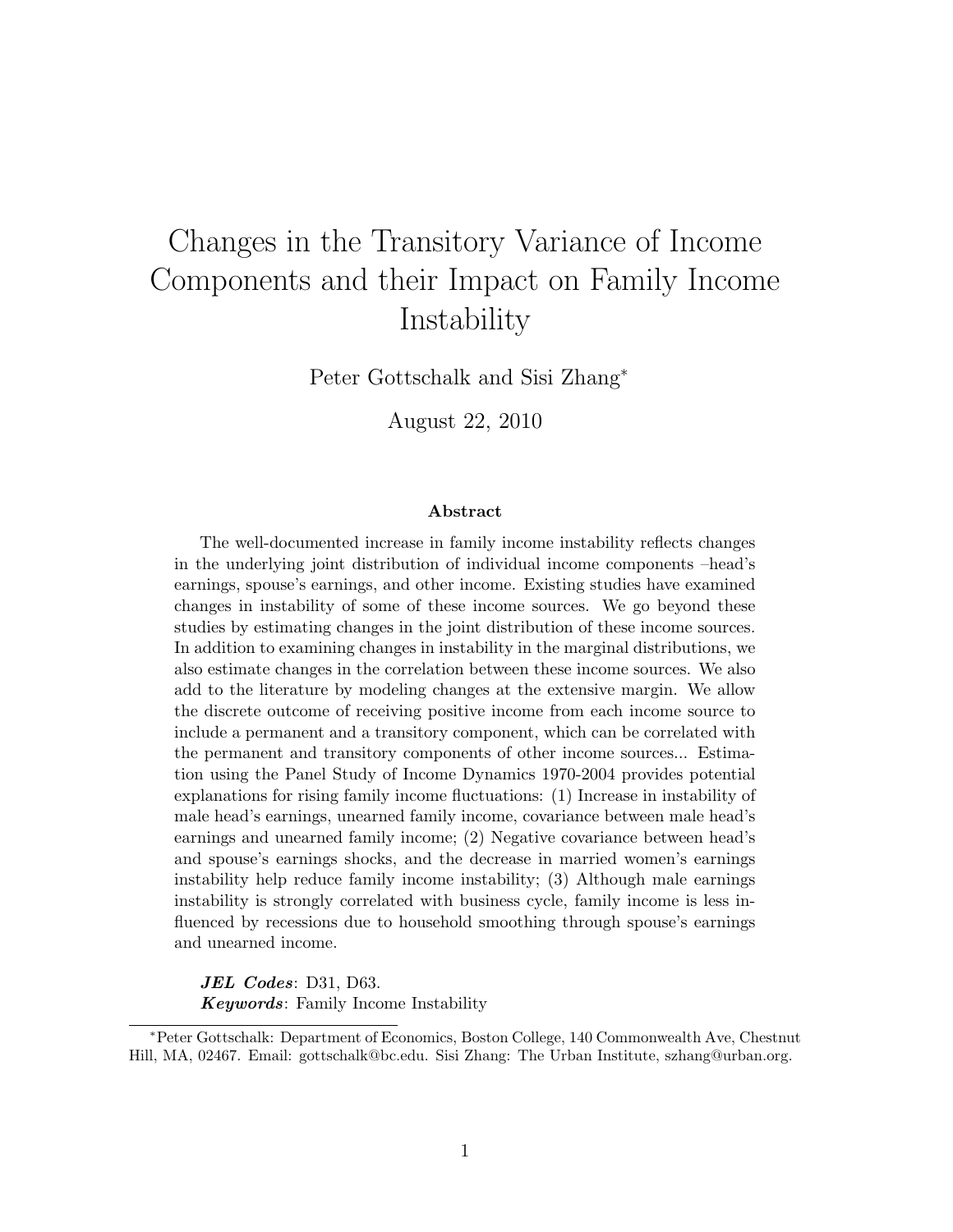# Changes in the Transitory Variance of Income Components and their Impact on Family Income Instability

Peter Gottschalk and Sisi Zhang*

August 22, 2010

### Abstract

The well-documented increase in family income instability reflects changes in the underlying joint distribution of individual income components –head's earnings, spouse's earnings, and other income. Existing studies have examined changes in instability of some of these income sources. We go beyond these studies by estimating changes in the joint distribution of these income sources. In addition to examining changes in instability in the marginal distributions, we also estimate changes in the correlation between these income sources. We also add to the literature by modeling changes at the extensive margin. We allow the discrete outcome of receiving positive income from each income source to include a permanent and a transitory component, which can be correlated with the permanent and transitory components of other income sources... Estimation using the Panel Study of Income Dynamics 1970-2004 provides potential explanations for rising family income fluctuations: (1) Increase in instability of male head's earnings, unearned family income, covariance between male head's earnings and unearned family income; (2) Negative covariance between head's and spouse's earnings shocks, and the decrease in married women's earnings instability help reduce family income instability; (3) Although male earnings instability is strongly correlated with business cycle, family income is less influenced by recessions due to household smoothing through spouse's earnings and unearned income.

***JEL Codes***: D31, D63.
***Keywords***: Family Income Instability

*Peter Gottschalk: Department of Economics, Boston College, 140 Commonwealth Ave, Chestnut Hill, MA, 02467. Email: gottschalk@bc.edu. Sisi Zhang: The Urban Institute, szhang@urban.org.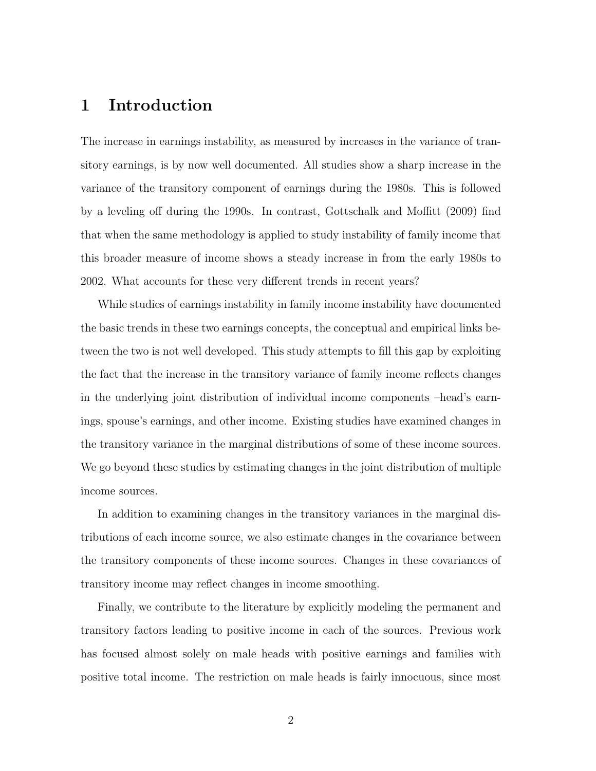# 1 Introduction

The increase in earnings instability, as measured by increases in the variance of transitory earnings, is by now well documented. All studies show a sharp increase in the variance of the transitory component of earnings during the 1980s. This is followed by a leveling off during the 1990s. In contrast, Gottschalk and Moffitt (2009) find that when the same methodology is applied to study instability of family income that this broader measure of income shows a steady increase in from the early 1980s to 2002. What accounts for these very different trends in recent years?

While studies of earnings instability in family income instability have documented the basic trends in these two earnings concepts, the conceptual and empirical links between the two is not well developed. This study attempts to fill this gap by exploiting the fact that the increase in the transitory variance of family income reflects changes in the underlying joint distribution of individual income components –head's earnings, spouse's earnings, and other income. Existing studies have examined changes in the transitory variance in the marginal distributions of some of these income sources. We go beyond these studies by estimating changes in the joint distribution of multiple income sources.

In addition to examining changes in the transitory variances in the marginal distributions of each income source, we also estimate changes in the covariance between the transitory components of these income sources. Changes in these covariances of transitory income may reflect changes in income smoothing.

Finally, we contribute to the literature by explicitly modeling the permanent and transitory factors leading to positive income in each of the sources. Previous work has focused almost solely on male heads with positive earnings and families with positive total income. The restriction on male heads is fairly innocuous, since most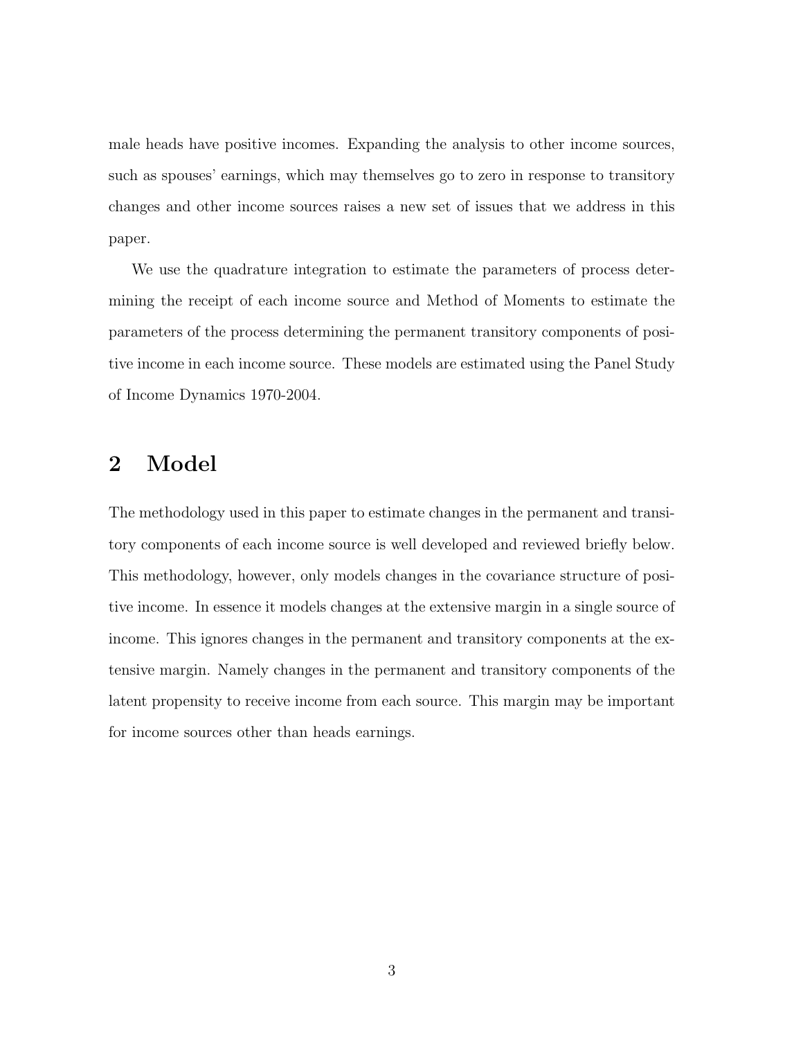male heads have positive incomes. Expanding the analysis to other income sources, such as spouses' earnings, which may themselves go to zero in response to transitory changes and other income sources raises a new set of issues that we address in this paper.

We use the quadrature integration to estimate the parameters of process determining the receipt of each income source and Method of Moments to estimate the parameters of the process determining the permanent transitory components of positive income in each income source. These models are estimated using the Panel Study of Income Dynamics 1970-2004.

## 2 Model

The methodology used in this paper to estimate changes in the permanent and transitory components of each income source is well developed and reviewed briefly below. This methodology, however, only models changes in the covariance structure of positive income. In essence it models changes at the extensive margin in a single source of income. This ignores changes in the permanent and transitory components at the extensive margin. Namely changes in the permanent and transitory components of the latent propensity to receive income from each source. This margin may be important for income sources other than heads earnings.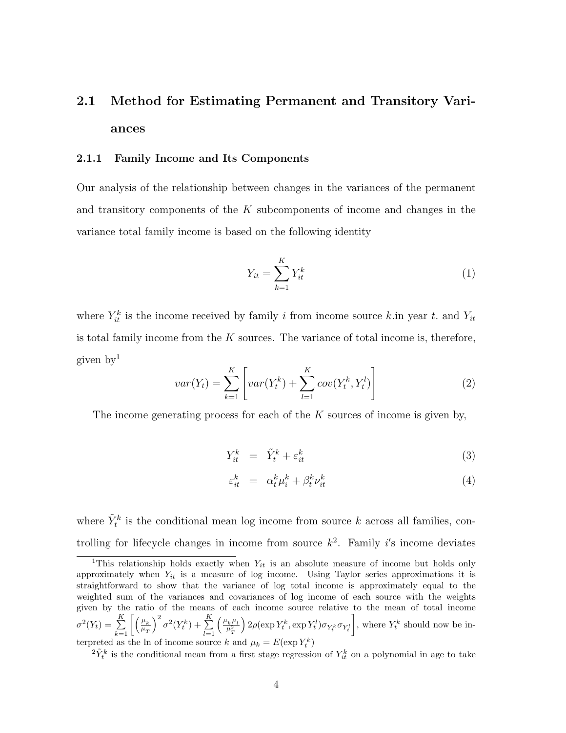## 2.1 Method for Estimating Permanent and Transitory Variances

### 2.1.1 Family Income and Its Components

Our analysis of the relationship between changes in the variances of the permanent and transitory components of the $K$ subcomponents of income and changes in the variance total family income is based on the following identity

$$Y_{it} = \sum_{k=1}^{K} Y_{it}^{k} \tag{1}$$

where $Y_{it}^{k}$ is the income received by family $i$ from income source $k$.in year $t$. and $Y_{it}$ is total family income from the $K$ sources. The variance of total income is, therefore, given by[1]

$$var(Y_t) = \sum_{k=1}^{K} \left[ var(Y_t^k) + \sum_{l=1}^{K} cov(Y_t^k, Y_t^l) \right] \tag{2}$$

The income generating process for each of the $K$ sources of income is given by,

$$Y_{it}^{k} = \tilde{Y}_t^k + \varepsilon_{it}^k \tag{3}$$

$$\varepsilon_{it}^{k} = \alpha_t^k \mu_i^k + \beta_t^k \nu_{it}^k \tag{4}$$

where $\tilde{Y}_t^k$ is the conditional mean log income from source $k$ across all families, controlling for lifecycle changes in income from source $k$[2]. Family $i'$s income deviates

[1] This relationship holds exactly when $Y_{it}$ is an absolute measure of income but holds only approximately when $Y_{it}$ is a measure of log income. Using Taylor series approximations it is straightforward to show that the variance of log total income is approximately equal to the weighted sum of the variances and covariances of log income of each source with the weights given by the ratio of the means of each income source relative to the mean of total income $\sigma^2(Y_t) = \sum_{k=1}^{K} \left[ \left(\frac{\mu_k}{\mu_T}\right)^2 \sigma^2(Y_t^k) + \sum_{l=1}^{K} \left(\frac{\mu_k \mu_l}{\mu_T^2}\right) 2\rho(\exp Y_t^k, \exp Y_t^l) \sigma_{Y_t^k} \sigma_{Y_t^l} \right]$, where $Y_t^k$ should now be interpreted as the ln of income source $k$ and $\mu_k = E(\exp Y_t^k)$

[2] $\tilde{Y}_t^k$ is the conditional mean from a first stage regression of $Y_{it}^k$ on a polynomial in age to take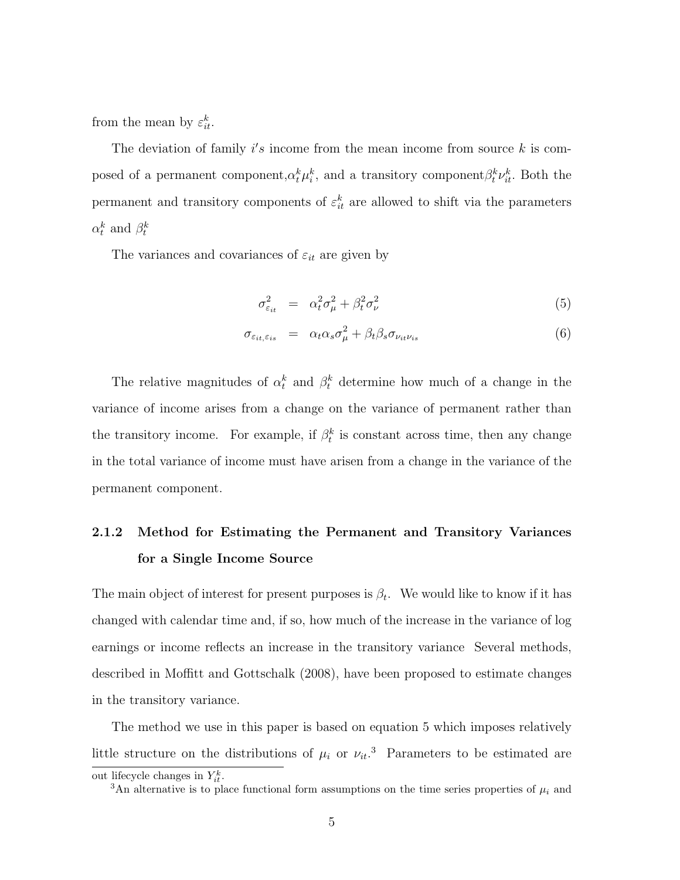from the mean by $\varepsilon_{it}^k$.

The deviation of family $i's$ income from the mean income from source $k$ is composed of a permanent component,$\alpha_t^k \mu_i^k$, and a transitory component$\beta_t^k \nu_{it}^k$. Both the permanent and transitory components of $\varepsilon_{it}^k$ are allowed to shift via the parameters $\alpha_t^k$ and $\beta_t^k$

The variances and covariances of $\varepsilon_{it}$ are given by

$$\sigma_{\varepsilon_{it}}^2 = \alpha_t^2 \sigma_\mu^2 + \beta_t^2 \sigma_\nu^2 \tag{5}$$

$$\sigma_{\varepsilon_{it},\varepsilon_{is}} = \alpha_t \alpha_s \sigma_\mu^2 + \beta_t \beta_s \sigma_{\nu_{it}\nu_{is}} \tag{6}$$

The relative magnitudes of $\alpha_t^k$ and $\beta_t^k$ determine how much of a change in the variance of income arises from a change on the variance of permanent rather than the transitory income. For example, if $\beta_t^k$ is constant across time, then any change in the total variance of income must have arisen from a change in the variance of the permanent component.

### 2.1.2 Method for Estimating the Permanent and Transitory Variances for a Single Income Source

The main object of interest for present purposes is $\beta_t$. We would like to know if it has changed with calendar time and, if so, how much of the increase in the variance of log earnings or income reflects an increase in the transitory variance Several methods, described in Moffitt and Gottschalk (2008), have been proposed to estimate changes in the transitory variance.

The method we use in this paper is based on equation 5 which imposes relatively little structure on the distributions of $\mu_i$ or $\nu_{it}$.[3] Parameters to be estimated are

out lifecycle changes in $Y_{it}^k$.

[3] An alternative is to place functional form assumptions on the time series properties of $\mu_i$ and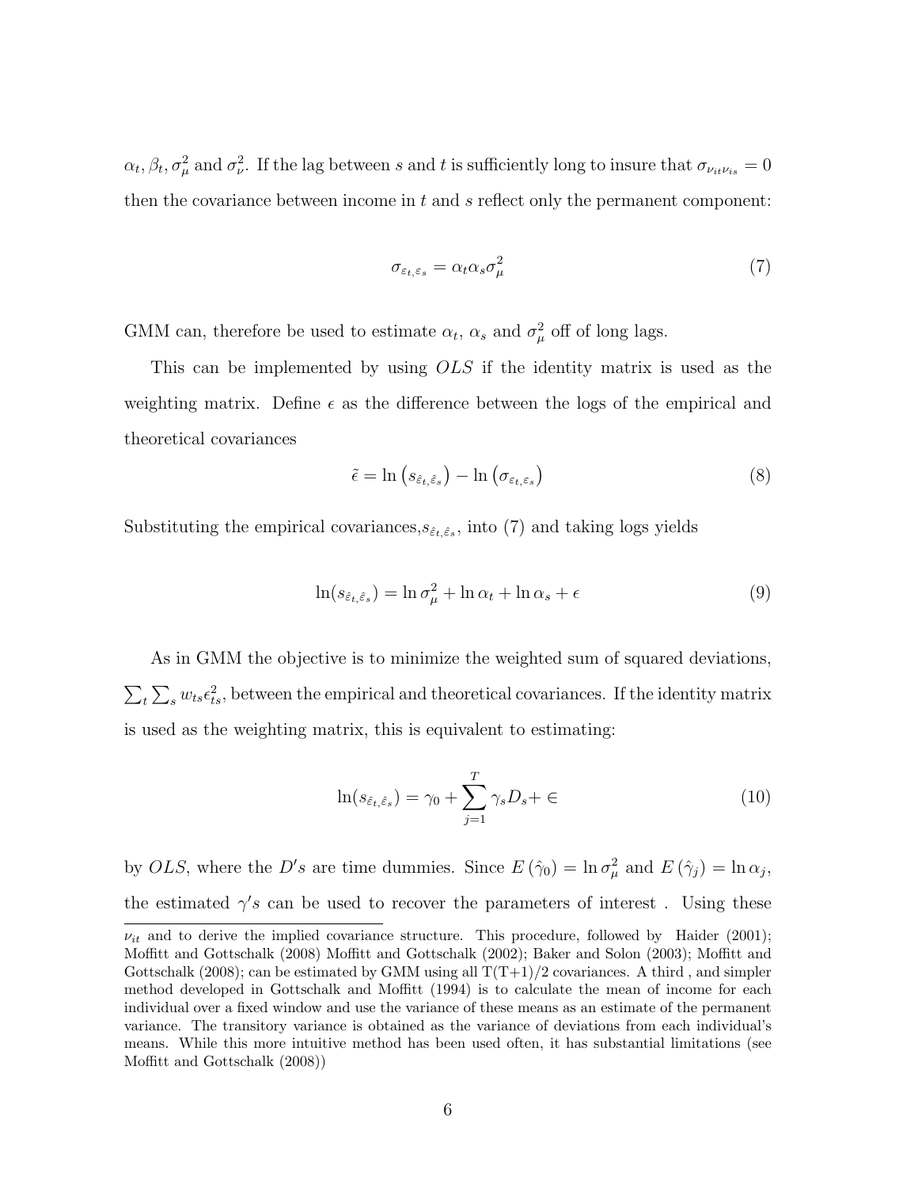$\alpha_t, \beta_t, \sigma^2_\mu$ and $\sigma^2_\nu$. If the lag between $s$ and $t$ is sufficiently long to insure that $\sigma_{\nu_{it}\nu_{is}} = 0$ then the covariance between income in $t$ and $s$ reflect only the permanent component:

$$\sigma_{\varepsilon_t,\varepsilon_s} = \alpha_t \alpha_s \sigma^2_\mu \tag{7}$$

GMM can, therefore be used to estimate $\alpha_t$, $\alpha_s$ and $\sigma^2_\mu$ off of long lags.

This can be implemented by using *OLS* if the identity matrix is used as the weighting matrix. Define $\epsilon$ as the difference between the logs of the empirical and theoretical covariances

$$\tilde{\epsilon} = \ln\left(s_{\hat{\varepsilon}_t,\hat{\varepsilon}_s}\right) - \ln\left(\sigma_{\varepsilon_t,\varepsilon_s}\right) \tag{8}$$

Substituting the empirical covariances,$s_{\hat{\varepsilon}_t,\hat{\varepsilon}_s}$, into (7) and taking logs yields

$$\ln(s_{\hat{\varepsilon}_t,\hat{\varepsilon}_s}) = \ln\sigma^2_\mu + \ln\alpha_t + \ln\alpha_s + \epsilon \tag{9}$$

As in GMM the objective is to minimize the weighted sum of squared deviations, $\sum_t \sum_s w_{ts}\epsilon^2_{ts}$, between the empirical and theoretical covariances. If the identity matrix is used as the weighting matrix, this is equivalent to estimating:

$$\ln(s_{\hat{\varepsilon}_t,\hat{\varepsilon}_s}) = \gamma_0 + \sum_{j=1}^{T} \gamma_s D_s + \in \tag{10}$$

by *OLS*, where the $D's$ are time dummies. Since $E\left(\hat{\gamma}_0\right) = \ln\sigma^2_\mu$ and $E\left(\hat{\gamma}_j\right) = \ln\alpha_j$, the estimated $\gamma's$ can be used to recover the parameters of interest . Using these

$\nu_{it}$ and to derive the implied covariance structure. This procedure, followed by Haider (2001); Moffitt and Gottschalk (2008) Moffitt and Gottschalk (2002); Baker and Solon (2003); Moffitt and Gottschalk (2008); can be estimated by GMM using all T(T+1)/2 covariances. A third , and simpler method developed in Gottschalk and Moffitt (1994) is to calculate the mean of income for each individual over a fixed window and use the variance of these means as an estimate of the permanent variance. The transitory variance is obtained as the variance of deviations from each individual's means. While this more intuitive method has been used often, it has substantial limitations (see Moffitt and Gottschalk (2008))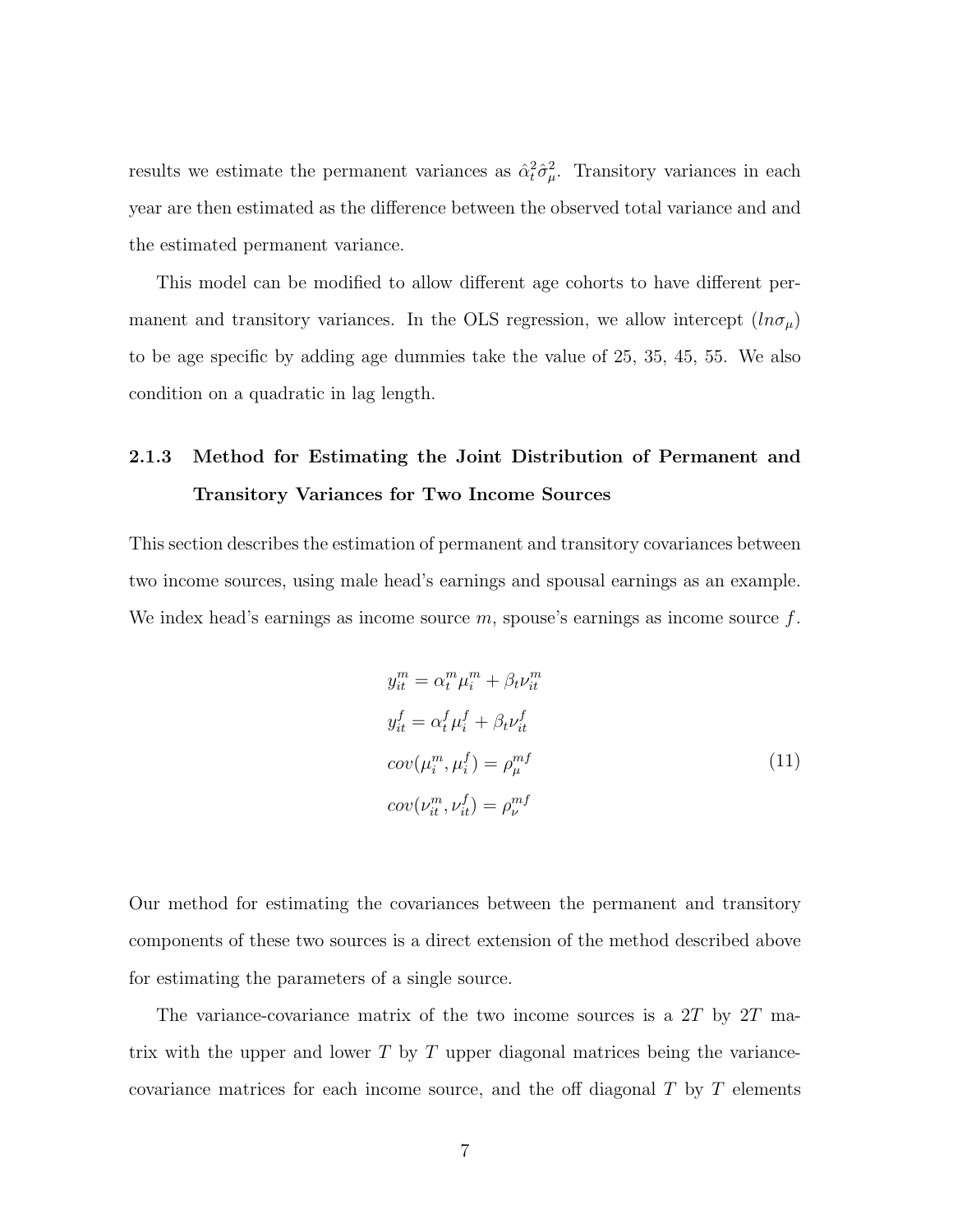results we estimate the permanent variances as $\hat{\alpha}_t^2 \hat{\sigma}_\mu^2$. Transitory variances in each year are then estimated as the difference between the observed total variance and and the estimated permanent variance.

This model can be modified to allow different age cohorts to have different permanent and transitory variances. In the OLS regression, we allow intercept ($ln\sigma_\mu$) to be age specific by adding age dummies take the value of 25, 35, 45, 55. We also condition on a quadratic in lag length.

### 2.1.3 Method for Estimating the Joint Distribution of Permanent and Transitory Variances for Two Income Sources

This section describes the estimation of permanent and transitory covariances between two income sources, using male head's earnings and spousal earnings as an example. We index head's earnings as income source $m$, spouse's earnings as income source $f$.

$$
\begin{aligned}
y_{it}^m &= \alpha_t^m \mu_i^m + \beta_t \nu_{it}^m \\
y_{it}^f &= \alpha_t^f \mu_i^f + \beta_t \nu_{it}^f \\
cov(\mu_i^m, \mu_i^f) &= \rho_\mu^{mf} \\
cov(\nu_{it}^m, \nu_{it}^f) &= \rho_\nu^{mf}
\end{aligned}
\tag{11}
$$

Our method for estimating the covariances between the permanent and transitory components of these two sources is a direct extension of the method described above for estimating the parameters of a single source.

The variance-covariance matrix of the two income sources is a $2T$ by $2T$ matrix with the upper and lower $T$ by $T$ upper diagonal matrices being the variance-covariance matrices for each income source, and the off diagonal $T$ by $T$ elements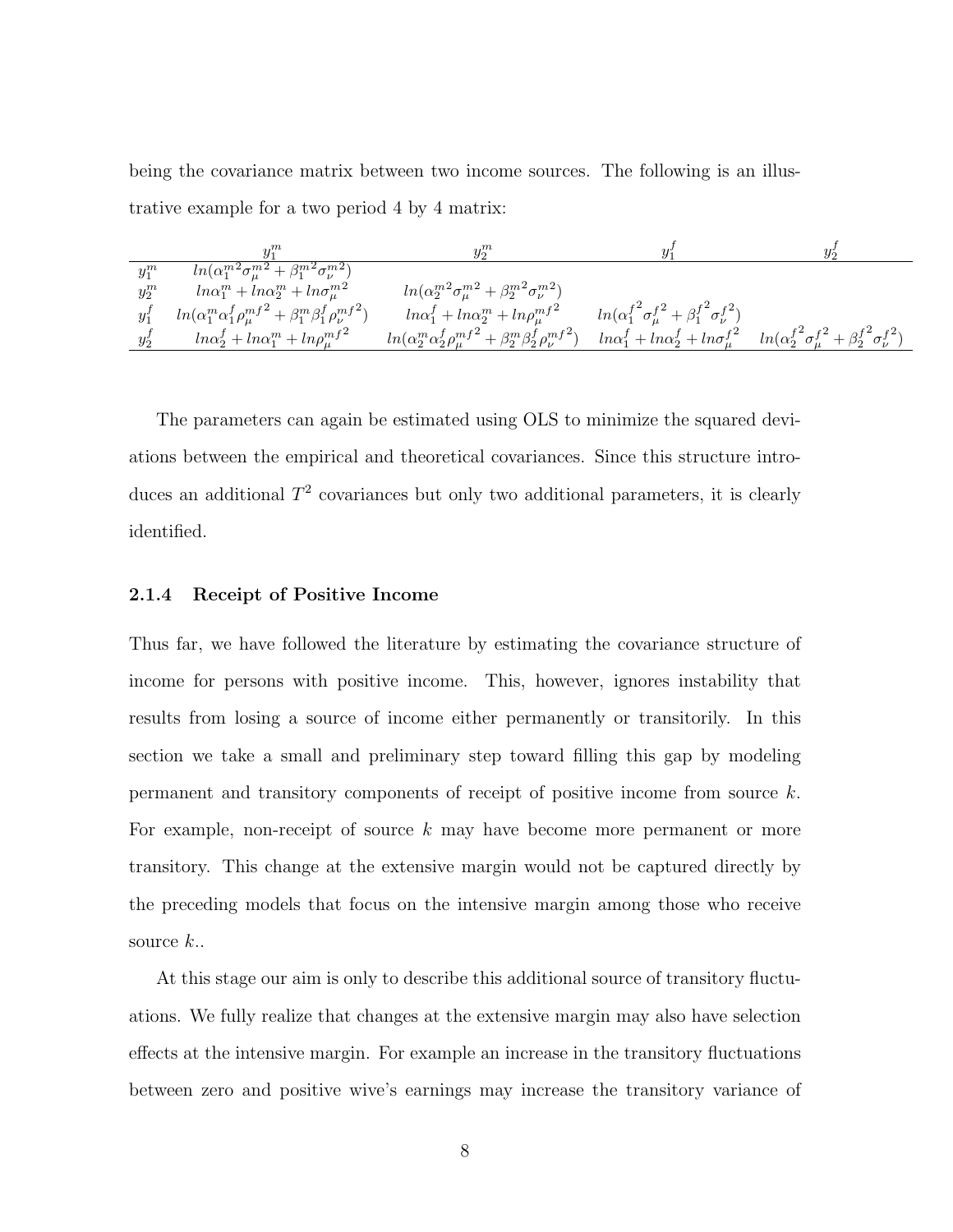being the covariance matrix between two income sources. The following is an illustrative example for a two period 4 by 4 matrix:

| | $y_1^m$ | $y_2^m$ | $y_1^f$ | $y_2^f$ |
|---|---|---|---|---|
| $y_1^m$ | $ln(\alpha_1^{m2}\sigma_\mu^{m2} + \beta_1^{m2}\sigma_\nu^{m2})$ | | | |
| $y_2^m$ | $ln\alpha_1^m + ln\alpha_2^m + ln\sigma_\mu^{m2}$ | $ln(\alpha_2^{m2}\sigma_\mu^{m2} + \beta_2^{m2}\sigma_\nu^{m2})$ | | |
| $y_1^f$ | $ln(\alpha_1^m\alpha_1^f\rho_\mu^{mf2} + \beta_1^m\beta_1^f\rho_\nu^{mf2})$ | $ln\alpha_1^f + ln\alpha_2^m + ln\rho_\mu^{mf2}$ | $ln(\alpha_1^{f2}\sigma_\mu^{f2} + \beta_1^{f2}\sigma_\nu^{f2})$ | |
| $y_2^f$ | $ln\alpha_2^f + ln\alpha_1^m + ln\rho_\mu^{mf2}$ | $ln(\alpha_2^m\alpha_2^f\rho_\mu^{mf2} + \beta_2^m\beta_2^f\rho_\nu^{mf2})$ | $ln\alpha_1^f + ln\alpha_2^f + ln\sigma_\mu^{f2}$ | $ln(\alpha_2^{f2}\sigma_\mu^{f2} + \beta_2^{f2}\sigma_\nu^{f2})$ |

The parameters can again be estimated using OLS to minimize the squared deviations between the empirical and theoretical covariances. Since this structure introduces an additional $T^2$ covariances but only two additional parameters, it is clearly identified.

### 2.1.4 Receipt of Positive Income

Thus far, we have followed the literature by estimating the covariance structure of income for persons with positive income. This, however, ignores instability that results from losing a source of income either permanently or transitorily. In this section we take a small and preliminary step toward filling this gap by modeling permanent and transitory components of receipt of positive income from source $k$. For example, non-receipt of source $k$ may have become more permanent or more transitory. This change at the extensive margin would not be captured directly by the preceding models that focus on the intensive margin among those who receive source $k$..

At this stage our aim is only to describe this additional source of transitory fluctuations. We fully realize that changes at the extensive margin may also have selection effects at the intensive margin. For example an increase in the transitory fluctuations between zero and positive wive's earnings may increase the transitory variance of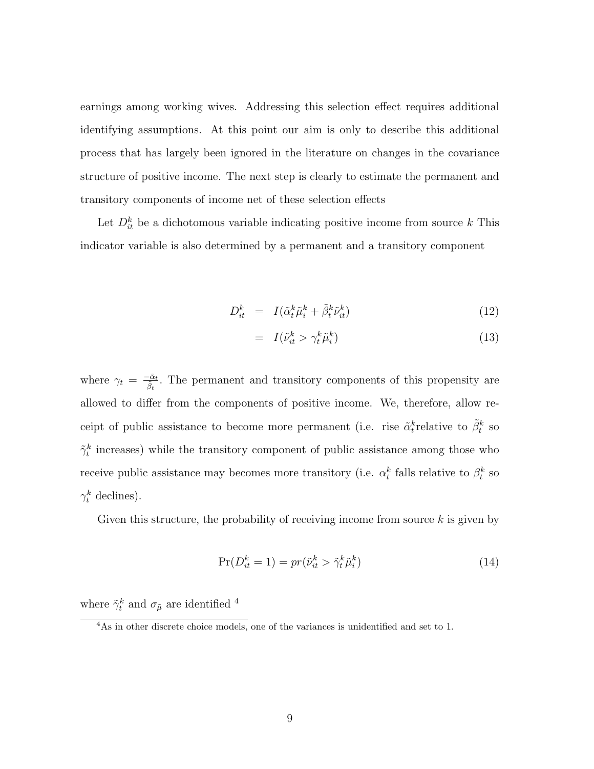earnings among working wives. Addressing this selection effect requires additional identifying assumptions. At this point our aim is only to describe this additional process that has largely been ignored in the literature on changes in the covariance structure of positive income. The next step is clearly to estimate the permanent and transitory components of income net of these selection effects

Let $D_{it}^{k}$ be a dichotomous variable indicating positive income from source $k$ This indicator variable is also determined by a permanent and a transitory component

$$
\begin{aligned}
D_{it}^{k} &= I(\tilde{\alpha}_{t}^{k}\tilde{\mu}_{i}^{k} + \tilde{\beta}_{t}^{k}\tilde{\nu}_{it}^{k}) &(12)\\
&= I(\tilde{\nu}_{it}^{k} > \gamma_{t}^{k}\tilde{\mu}_{i}^{k}) &(13)
\end{aligned}
$$

where $\gamma_t = \frac{-\tilde{\alpha}_t}{\tilde{\beta}_t}$. The permanent and transitory components of this propensity are allowed to differ from the components of positive income. We, therefore, allow receipt of public assistance to become more permanent (i.e. rise $\tilde{\alpha}_{t}^{k}$relative to $\tilde{\beta}_{t}^{k}$ so $\tilde{\gamma}_{t}^{k}$ increases) while the transitory component of public assistance among those who receive public assistance may becomes more transitory (i.e. $\alpha_{t}^{k}$ falls relative to $\beta_{t}^{k}$ so $\gamma_{t}^{k}$ declines).

Given this structure, the probability of receiving income from source $k$ is given by

$$
\Pr(D_{it}^{k} = 1) = pr(\tilde{\nu}_{it}^{k} > \tilde{\gamma}_{t}^{k}\tilde{\mu}_{i}^{k}) \qquad (14)
$$

where $\tilde{\gamma}_{t}^{k}$ and $\sigma_{\tilde{\mu}}$ are identified [4]

[4] As in other discrete choice models, one of the variances is unidentified and set to 1.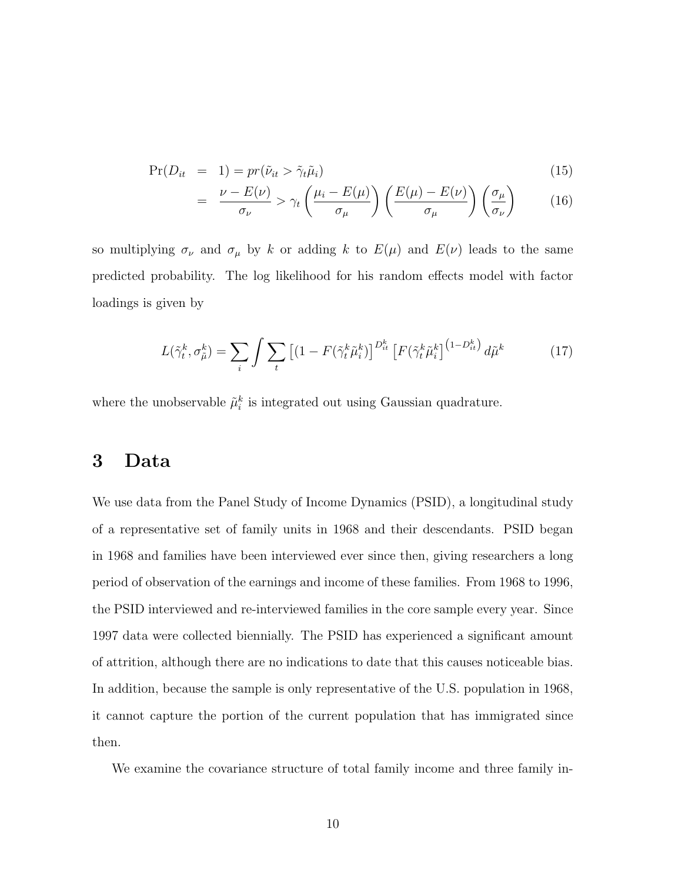$$
\begin{aligned}
\Pr(D_{it} &= 1) = pr(\tilde{\nu}_{it} > \tilde{\gamma}_t \tilde{\mu}_i) &\quad (15)\\
&= \frac{\nu - E(\nu)}{\sigma_\nu} > \gamma_t \left(\frac{\mu_i - E(\mu)}{\sigma_\mu}\right)\left(\frac{E(\mu) - E(\nu)}{\sigma_\mu}\right)\left(\frac{\sigma_\mu}{\sigma_\nu}\right) &\quad (16)
\end{aligned}
$$

so multiplying $\sigma_\nu$ and $\sigma_\mu$ by $k$ or adding $k$ to $E(\mu)$ and $E(\nu)$ leads to the same predicted probability. The log likelihood for his random effects model with factor loadings is given by

$$
L(\tilde{\gamma}_t^k, \sigma_{\tilde{\mu}}^k) = \sum_i \int \sum_t \left[(1 - F(\tilde{\gamma}_t^k \tilde{\mu}_i^k)\right]^{D_{it}^k} \left[F(\tilde{\gamma}_t^k \tilde{\mu}_i^k\right]^{\left(1 - D_{it}^k\right)} d\tilde{\mu}^k \qquad (17)
$$

where the unobservable $\tilde{\mu}_i^k$ is integrated out using Gaussian quadrature.

# 3 Data

We use data from the Panel Study of Income Dynamics (PSID), a longitudinal study of a representative set of family units in 1968 and their descendants. PSID began in 1968 and families have been interviewed ever since then, giving researchers a long period of observation of the earnings and income of these families. From 1968 to 1996, the PSID interviewed and re-interviewed families in the core sample every year. Since 1997 data were collected biennially. The PSID has experienced a significant amount of attrition, although there are no indications to date that this causes noticeable bias. In addition, because the sample is only representative of the U.S. population in 1968, it cannot capture the portion of the current population that has immigrated since then.

We examine the covariance structure of total family income and three family in-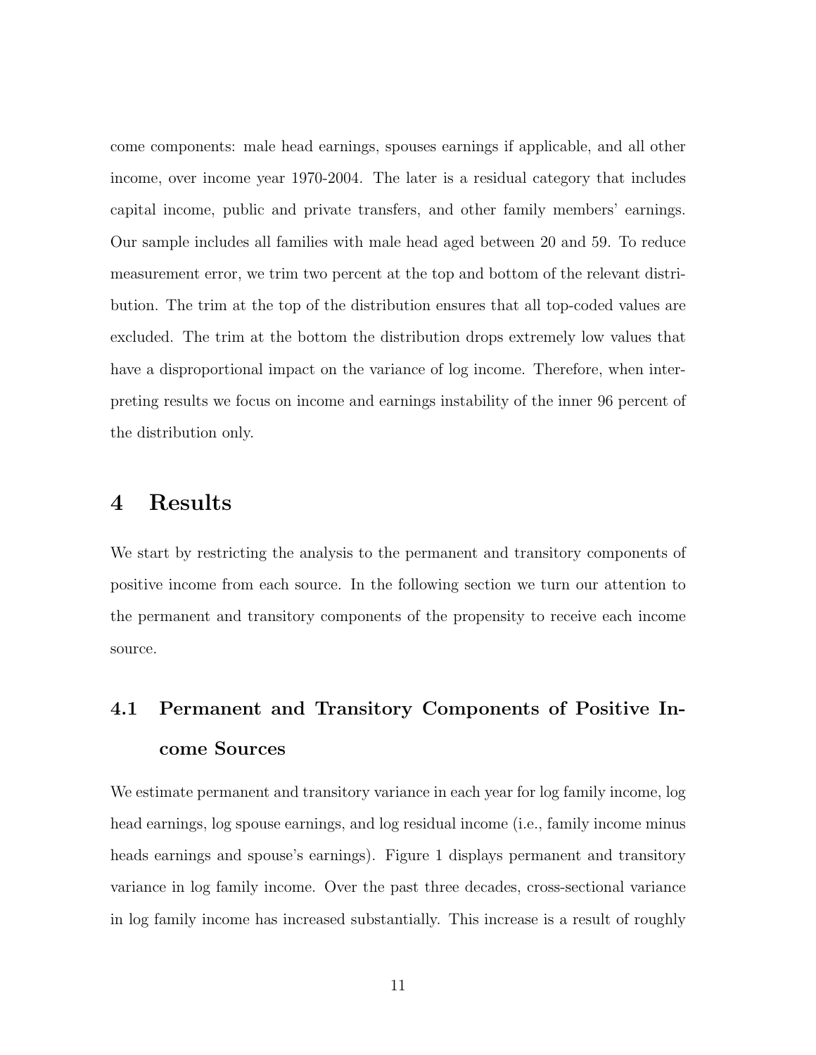come components: male head earnings, spouses earnings if applicable, and all other income, over income year 1970-2004. The later is a residual category that includes capital income, public and private transfers, and other family members' earnings. Our sample includes all families with male head aged between 20 and 59. To reduce measurement error, we trim two percent at the top and bottom of the relevant distribution. The trim at the top of the distribution ensures that all top-coded values are excluded. The trim at the bottom the distribution drops extremely low values that have a disproportional impact on the variance of log income. Therefore, when interpreting results we focus on income and earnings instability of the inner 96 percent of the distribution only.

# 4 Results

We start by restricting the analysis to the permanent and transitory components of positive income from each source. In the following section we turn our attention to the permanent and transitory components of the propensity to receive each income source.

## 4.1 Permanent and Transitory Components of Positive Income Sources

We estimate permanent and transitory variance in each year for log family income, log head earnings, log spouse earnings, and log residual income (i.e., family income minus heads earnings and spouse's earnings). Figure 1 displays permanent and transitory variance in log family income. Over the past three decades, cross-sectional variance in log family income has increased substantially. This increase is a result of roughly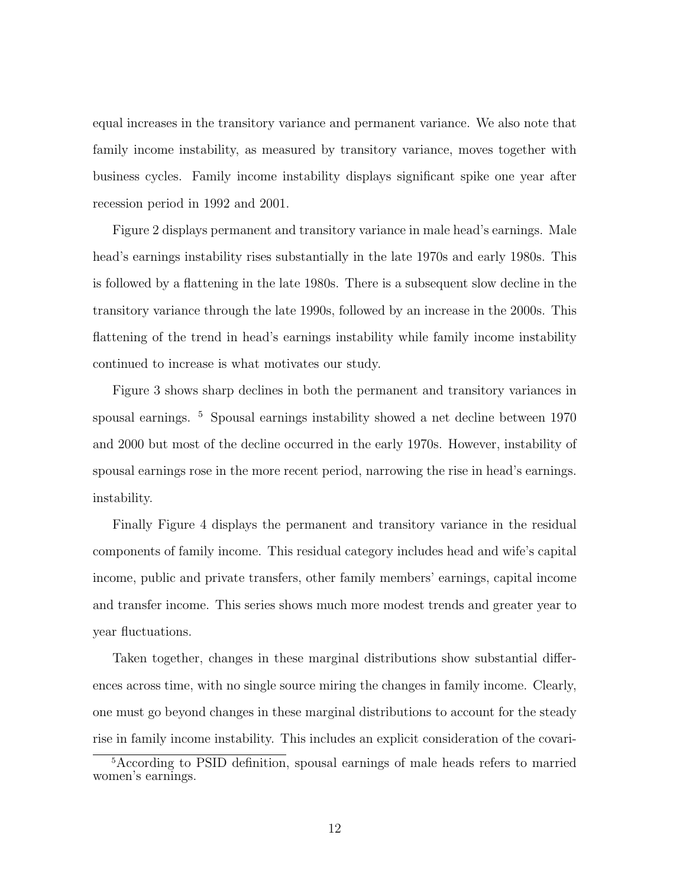equal increases in the transitory variance and permanent variance. We also note that family income instability, as measured by transitory variance, moves together with business cycles. Family income instability displays significant spike one year after recession period in 1992 and 2001.

Figure 2 displays permanent and transitory variance in male head's earnings. Male head's earnings instability rises substantially in the late 1970s and early 1980s. This is followed by a flattening in the late 1980s. There is a subsequent slow decline in the transitory variance through the late 1990s, followed by an increase in the 2000s. This flattening of the trend in head's earnings instability while family income instability continued to increase is what motivates our study.

Figure 3 shows sharp declines in both the permanent and transitory variances in spousal earnings. [5] Spousal earnings instability showed a net decline between 1970 and 2000 but most of the decline occurred in the early 1970s. However, instability of spousal earnings rose in the more recent period, narrowing the rise in head's earnings. instability.

Finally Figure 4 displays the permanent and transitory variance in the residual components of family income. This residual category includes head and wife's capital income, public and private transfers, other family members' earnings, capital income and transfer income. This series shows much more modest trends and greater year to year fluctuations.

Taken together, changes in these marginal distributions show substantial differences across time, with no single source miring the changes in family income. Clearly, one must go beyond changes in these marginal distributions to account for the steady rise in family income instability. This includes an explicit consideration of the covari-

[5]According to PSID definition, spousal earnings of male heads refers to married women's earnings.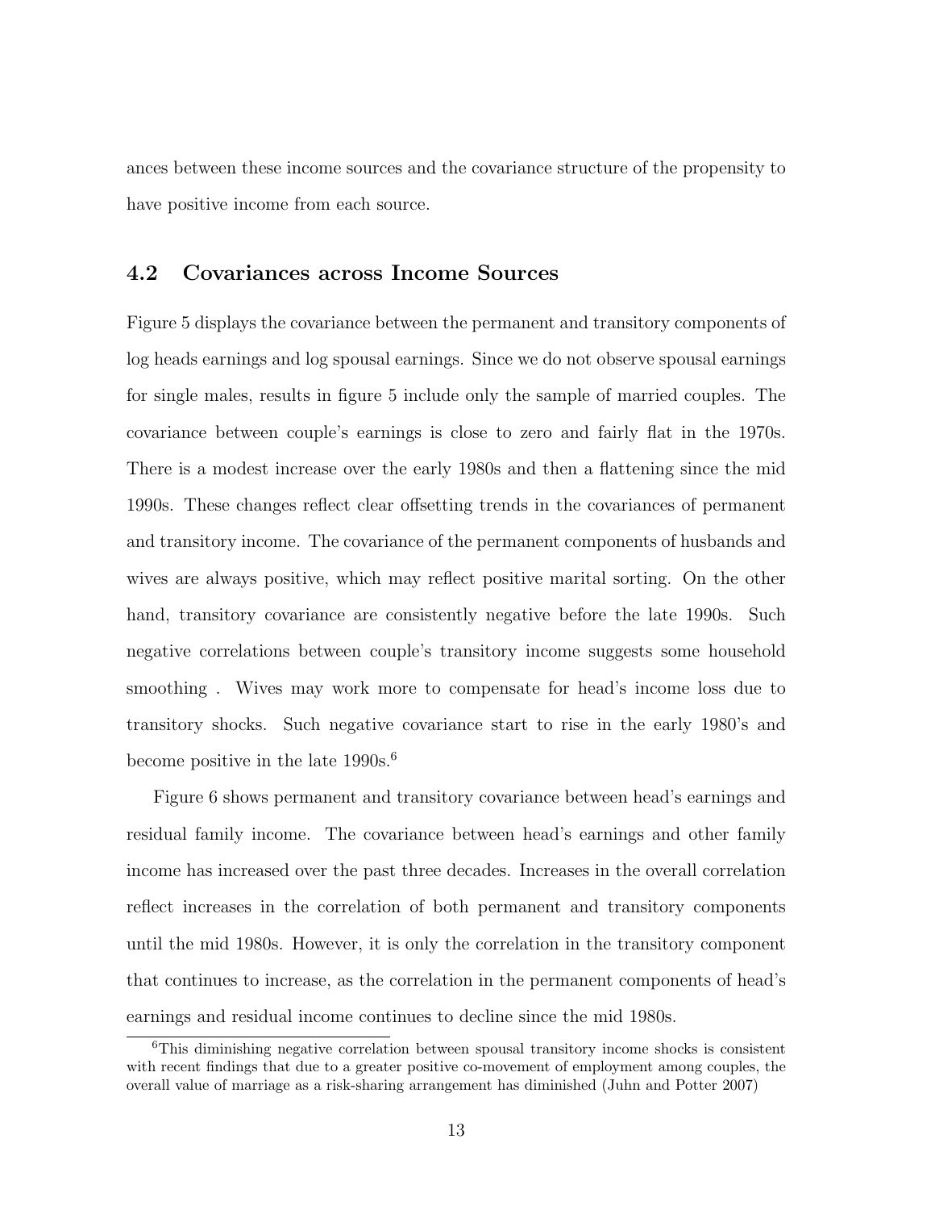ances between these income sources and the covariance structure of the propensity to have positive income from each source.

## 4.2 Covariances across Income Sources

Figure 5 displays the covariance between the permanent and transitory components of log heads earnings and log spousal earnings. Since we do not observe spousal earnings for single males, results in figure 5 include only the sample of married couples. The covariance between couple's earnings is close to zero and fairly flat in the 1970s. There is a modest increase over the early 1980s and then a flattening since the mid 1990s. These changes reflect clear offsetting trends in the covariances of permanent and transitory income. The covariance of the permanent components of husbands and wives are always positive, which may reflect positive marital sorting. On the other hand, transitory covariance are consistently negative before the late 1990s. Such negative correlations between couple's transitory income suggests some household smoothing . Wives may work more to compensate for head's income loss due to transitory shocks. Such negative covariance start to rise in the early 1980's and become positive in the late 1990s.[6]

Figure 6 shows permanent and transitory covariance between head's earnings and residual family income. The covariance between head's earnings and other family income has increased over the past three decades. Increases in the overall correlation reflect increases in the correlation of both permanent and transitory components until the mid 1980s. However, it is only the correlation in the transitory component that continues to increase, as the correlation in the permanent components of head's earnings and residual income continues to decline since the mid 1980s.

[6]This diminishing negative correlation between spousal transitory income shocks is consistent with recent findings that due to a greater positive co-movement of employment among couples, the overall value of marriage as a risk-sharing arrangement has diminished (Juhn and Potter 2007)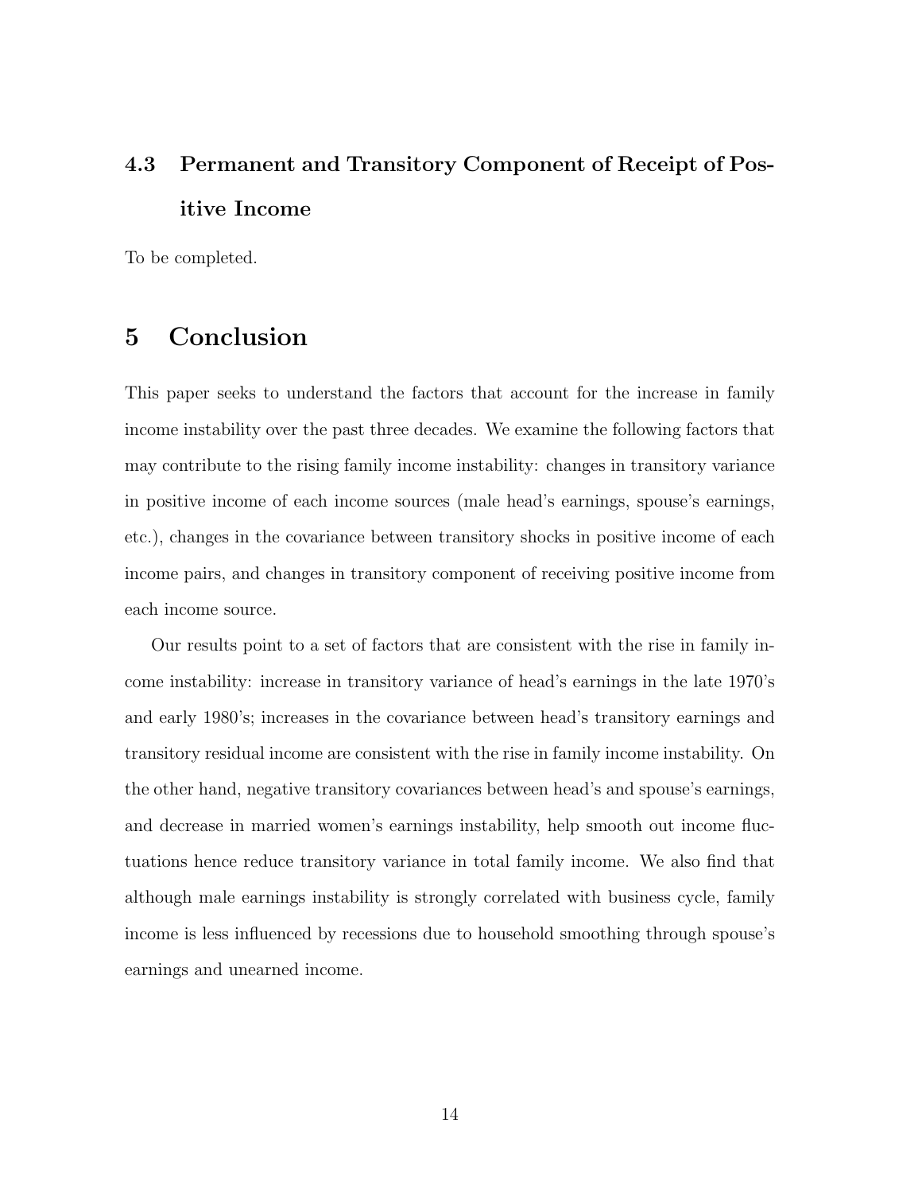### 4.3 Permanent and Transitory Component of Receipt of Positive Income

To be completed.

## 5 Conclusion

This paper seeks to understand the factors that account for the increase in family income instability over the past three decades. We examine the following factors that may contribute to the rising family income instability: changes in transitory variance in positive income of each income sources (male head's earnings, spouse's earnings, etc.), changes in the covariance between transitory shocks in positive income of each income pairs, and changes in transitory component of receiving positive income from each income source.

Our results point to a set of factors that are consistent with the rise in family income instability: increase in transitory variance of head's earnings in the late 1970's and early 1980's; increases in the covariance between head's transitory earnings and transitory residual income are consistent with the rise in family income instability. On the other hand, negative transitory covariances between head's and spouse's earnings, and decrease in married women's earnings instability, help smooth out income fluctuations hence reduce transitory variance in total family income. We also find that although male earnings instability is strongly correlated with business cycle, family income is less influenced by recessions due to household smoothing through spouse's earnings and unearned income.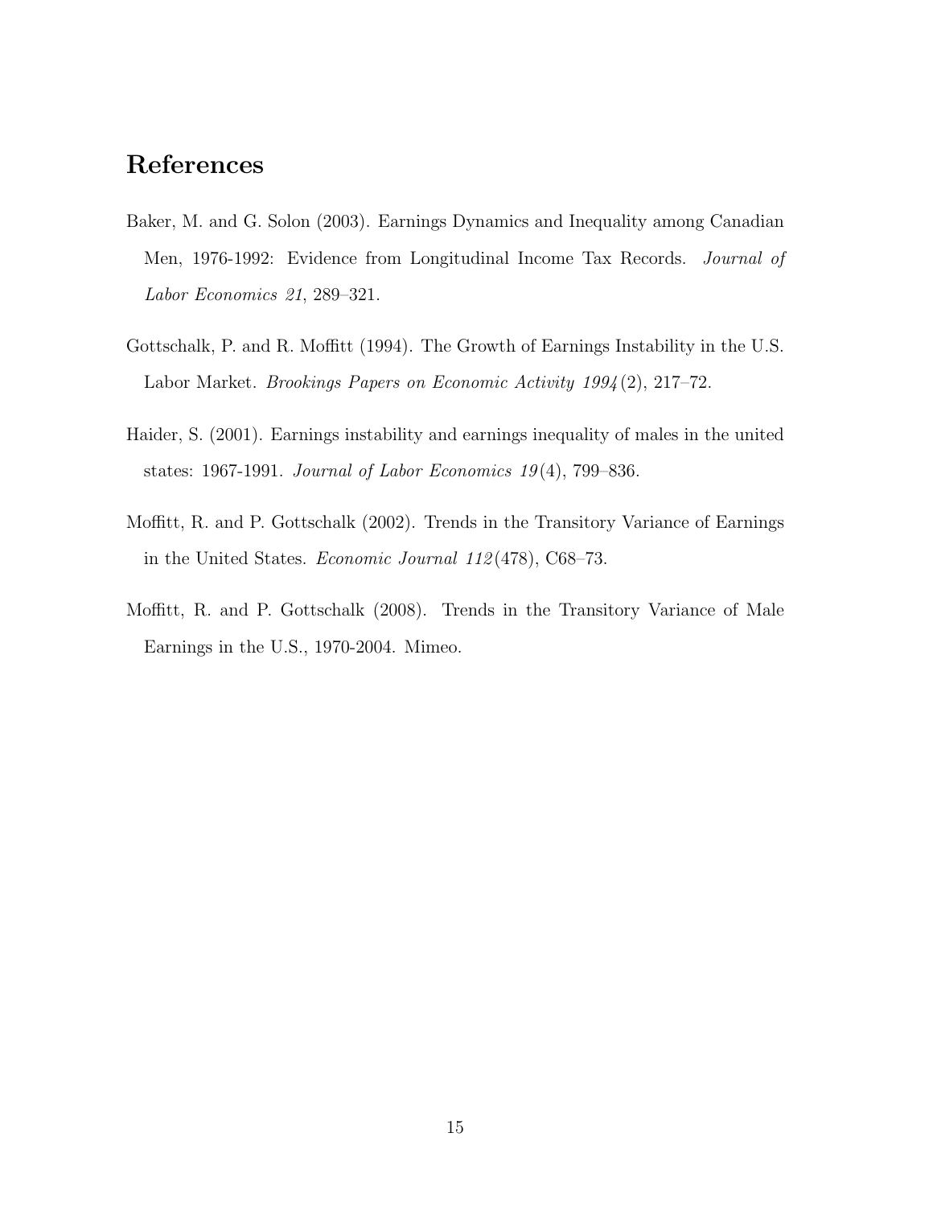# References

Baker, M. and G. Solon (2003). Earnings Dynamics and Inequality among Canadian Men, 1976-1992: Evidence from Longitudinal Income Tax Records. *Journal of Labor Economics 21*, 289–321.

Gottschalk, P. and R. Moffitt (1994). The Growth of Earnings Instability in the U.S. Labor Market. *Brookings Papers on Economic Activity 1994*(2), 217–72.

Haider, S. (2001). Earnings instability and earnings inequality of males in the united states: 1967-1991. *Journal of Labor Economics 19*(4), 799–836.

Moffitt, R. and P. Gottschalk (2002). Trends in the Transitory Variance of Earnings in the United States. *Economic Journal 112*(478), C68–73.

Moffitt, R. and P. Gottschalk (2008). Trends in the Transitory Variance of Male Earnings in the U.S., 1970-2004. Mimeo.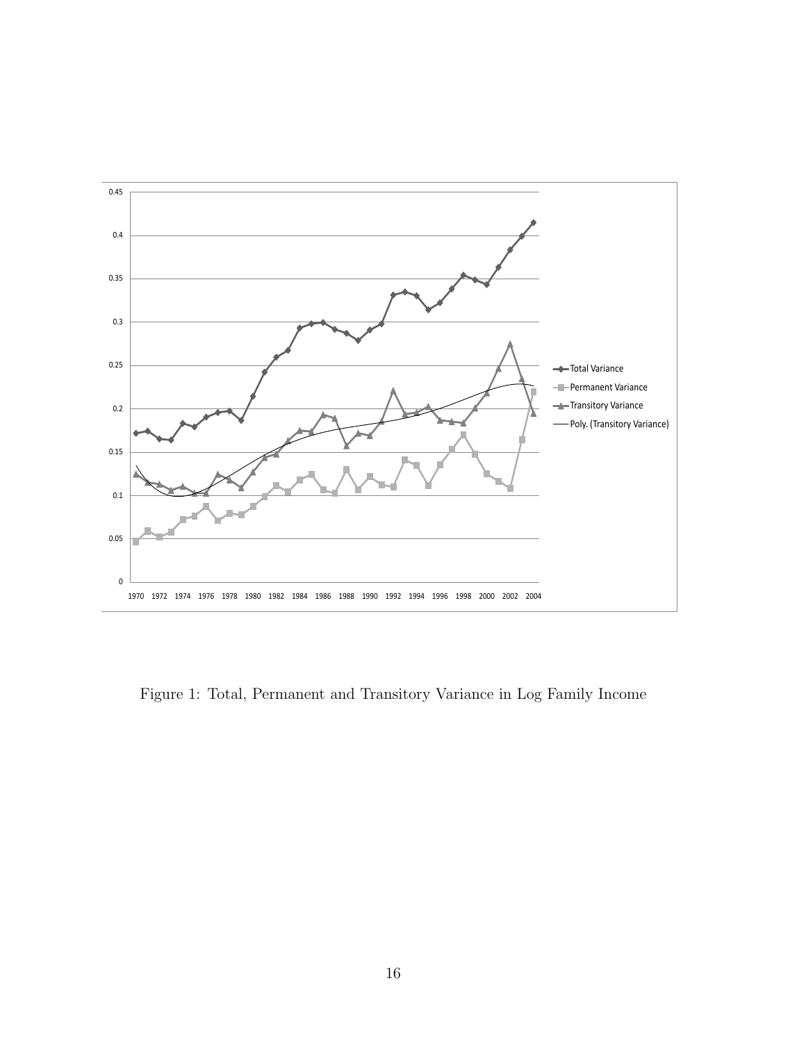Figure 1: Total, Permanent and Transitory Variance in Log Family Income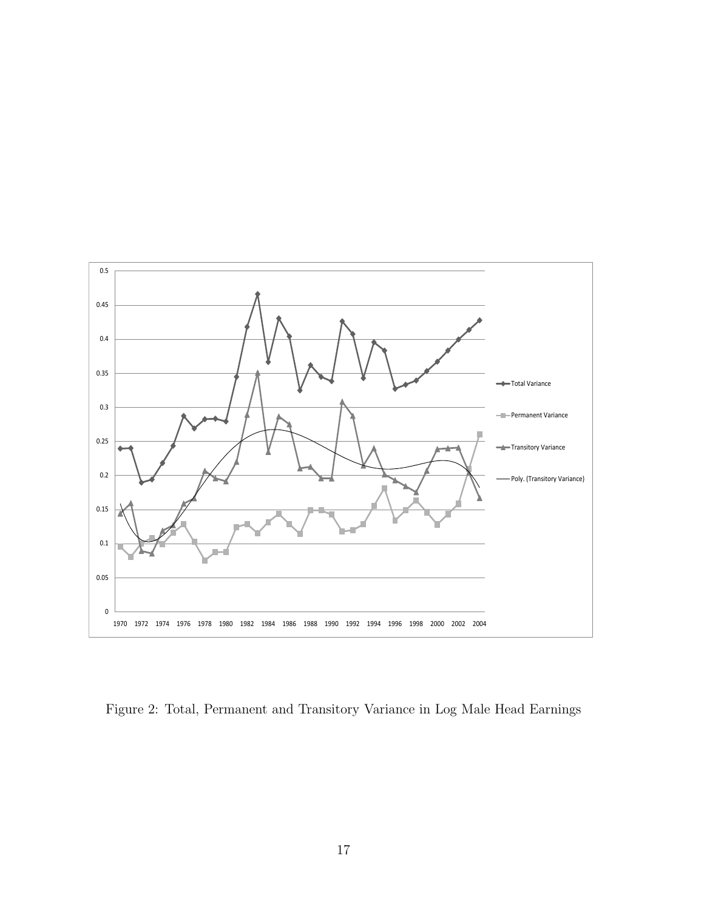Figure 2: Total, Permanent and Transitory Variance in Log Male Head Earnings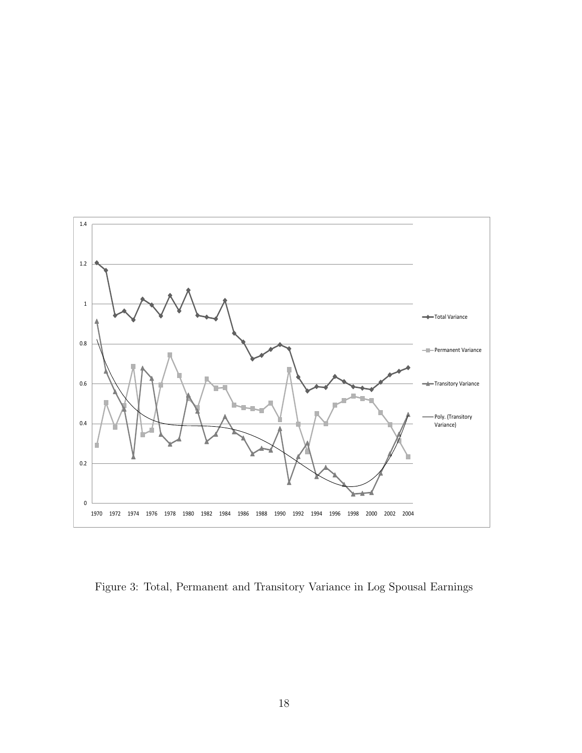Figure 3: Total, Permanent and Transitory Variance in Log Spousal Earnings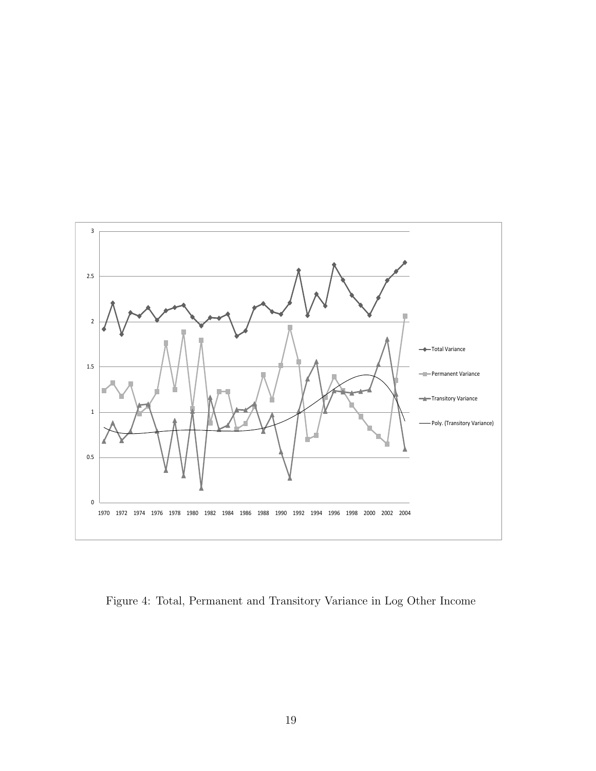Figure 4: Total, Permanent and Transitory Variance in Log Other Income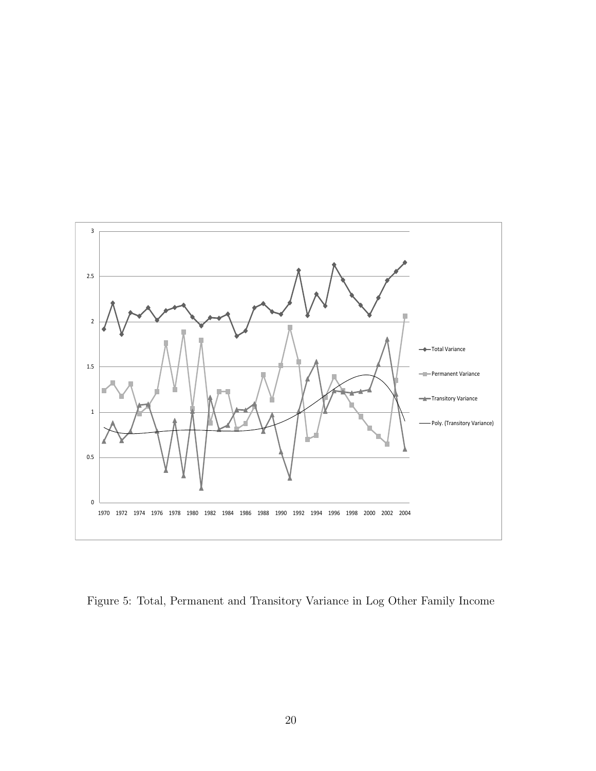Figure 5: Total, Permanent and Transitory Variance in Log Other Family Income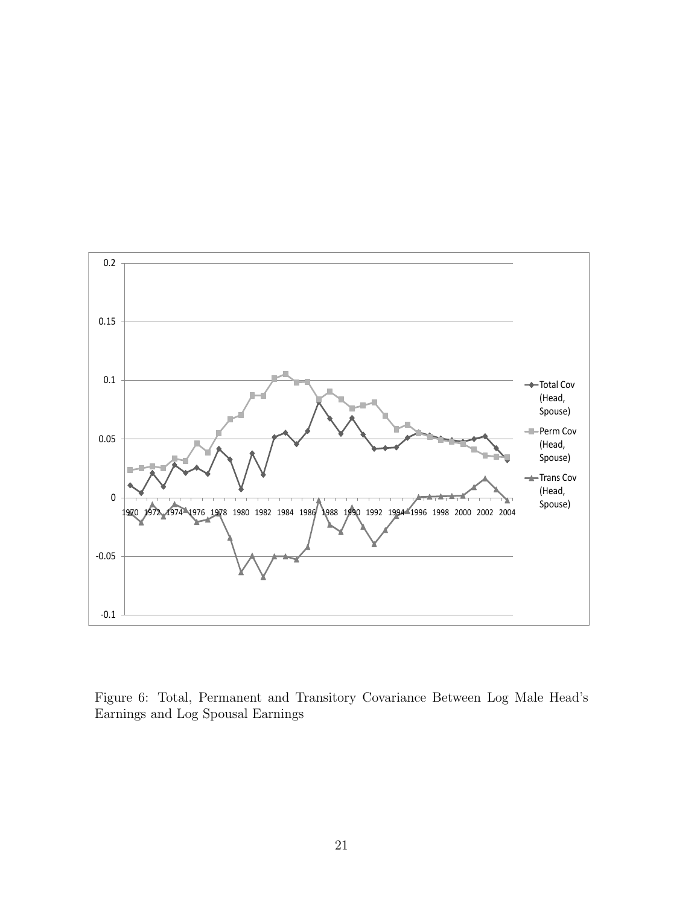Figure 6: Total, Permanent and Transitory Covariance Between Log Male Head's Earnings and Log Spousal Earnings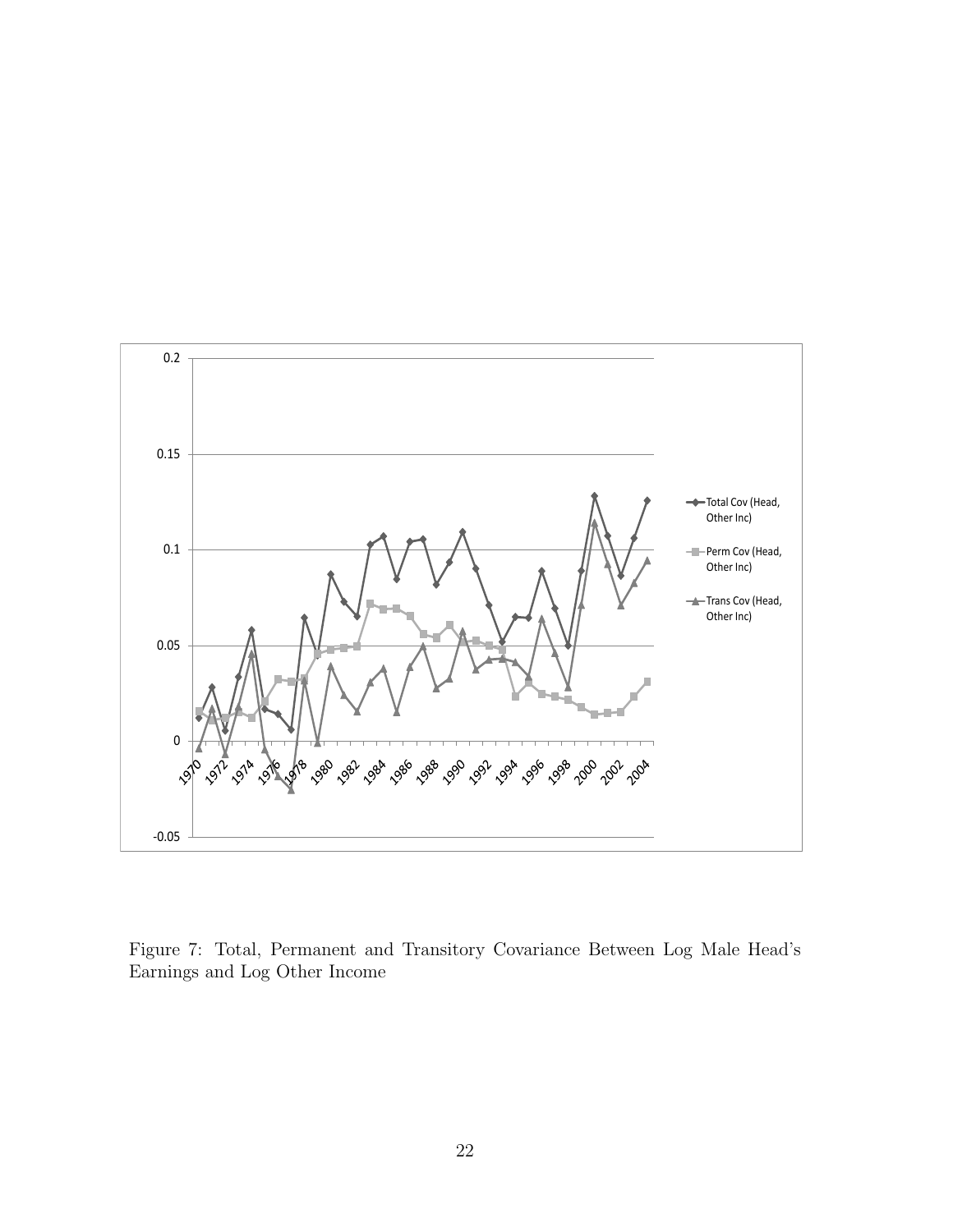0.2
0.15
0.1
0.05
0
-0.05

1970 1972 1974 1976 1978 1980 1982 1984 1986 1988 1990 1992 1994 1996 1998 2000 2002 2004

Total Cov (Head, Other Inc)
Perm Cov (Head, Other Inc)
Trans Cov (Head, Other Inc)

Figure 7: Total, Permanent and Transitory Covariance Between Log Male Head's Earnings and Log Other Income